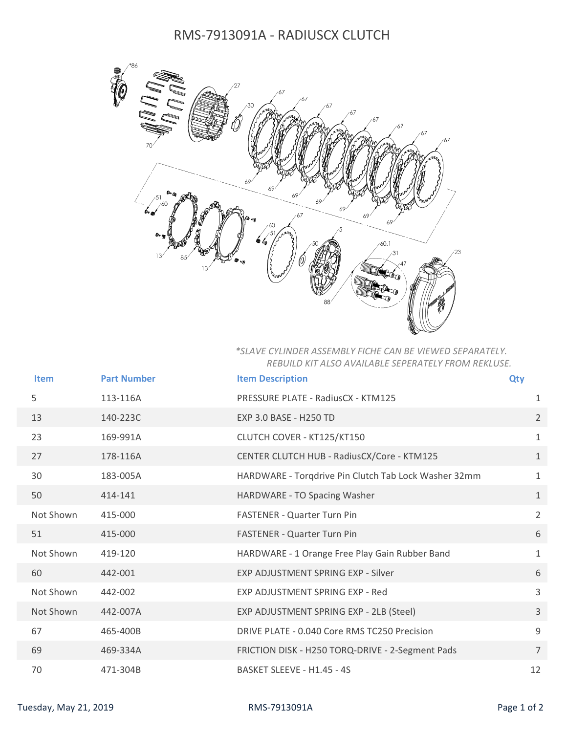# RMS-7913091A - RADIUSCX CLUTCH

*\*SLAVE CYLINDER ASSEMBLY FICHE CAN BE VIEWED SEPARATELY. REBUILD KIT ALSO AVAILABLE SEPERATELY FROM REKLUSE.*

| Item | Part Number | Item Description | Qty |
|---|---|---|---|
| 5 | 113-116A | PRESSURE PLATE - RadiusCX - KTM125 | 1 |
| 13 | 140-223C | EXP 3.0 BASE - H250 TD | 2 |
| 23 | 169-991A | CLUTCH COVER - KT125/KT150 | 1 |
| 27 | 178-116A | CENTER CLUTCH HUB - RadiusCX/Core - KTM125 | 1 |
| 30 | 183-005A | HARDWARE - Torqdrive Pin Clutch Tab Lock Washer 32mm | 1 |
| 50 | 414-141 | HARDWARE - TO Spacing Washer | 1 |
| Not Shown | 415-000 | FASTENER - Quarter Turn Pin | 2 |
| 51 | 415-000 | FASTENER - Quarter Turn Pin | 6 |
| Not Shown | 419-120 | HARDWARE - 1 Orange Free Play Gain Rubber Band | 1 |
| 60 | 442-001 | EXP ADJUSTMENT SPRING EXP - Silver | 6 |
| Not Shown | 442-002 | EXP ADJUSTMENT SPRING EXP - Red | 3 |
| Not Shown | 442-007A | EXP ADJUSTMENT SPRING EXP - 2LB (Steel) | 3 |
| 67 | 465-400B | DRIVE PLATE - 0.040 Core RMS TC250 Precision | 9 |
| 69 | 469-334A | FRICTION DISK - H250 TORQ-DRIVE - 2-Segment Pads | 7 |
| 70 | 471-304B | BASKET SLEEVE - H1.45 - 4S | 12 |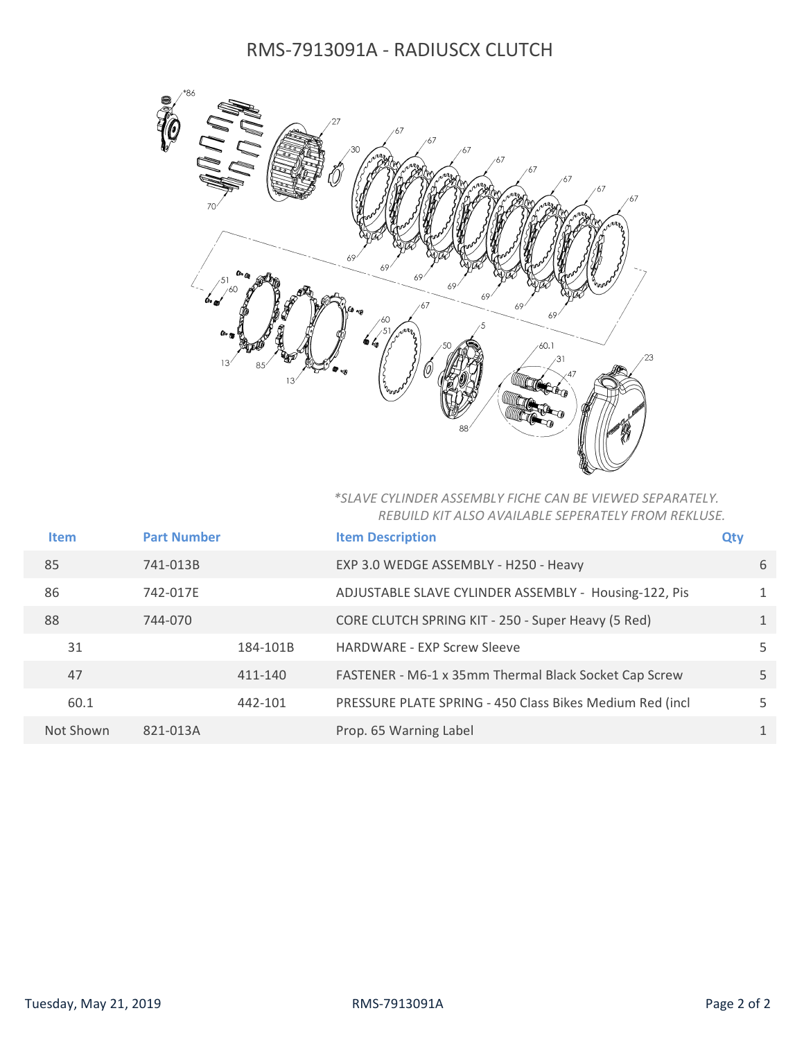# RMS-7913091A - RADIUSCX CLUTCH

27
30
67
67
67
67
67
67
67
67
*86
70
69
69
69
69
69
69
69
51
60
67
60
51
5
50
60.1
31
47
23
13
85
13
88

*SLAVE CYLINDER ASSEMBLY FICHE CAN BE VIEWED SEPARATELY.
REBUILD KIT ALSO AVAILABLE SEPERATELY FROM REKLUSE.

| Item | Part Number | | Item Description | Qty |
|---|---|---|---|---|
| 85 | 741-013B | | EXP 3.0 WEDGE ASSEMBLY - H250 - Heavy | 6 |
| 86 | 742-017E | | ADJUSTABLE SLAVE CYLINDER ASSEMBLY - Housing-122, Pis | 1 |
| 88 | 744-070 | | CORE CLUTCH SPRING KIT - 250 - Super Heavy (5 Red) | 1 |
| 31 | | 184-101B | HARDWARE - EXP Screw Sleeve | 5 |
| 47 | | 411-140 | FASTENER - M6-1 x 35mm Thermal Black Socket Cap Screw | 5 |
| 60.1 | | 442-101 | PRESSURE PLATE SPRING - 450 Class Bikes Medium Red (incl | 5 |
| Not Shown | 821-013A | | Prop. 65 Warning Label | 1 |

Tuesday, May 21, 2019